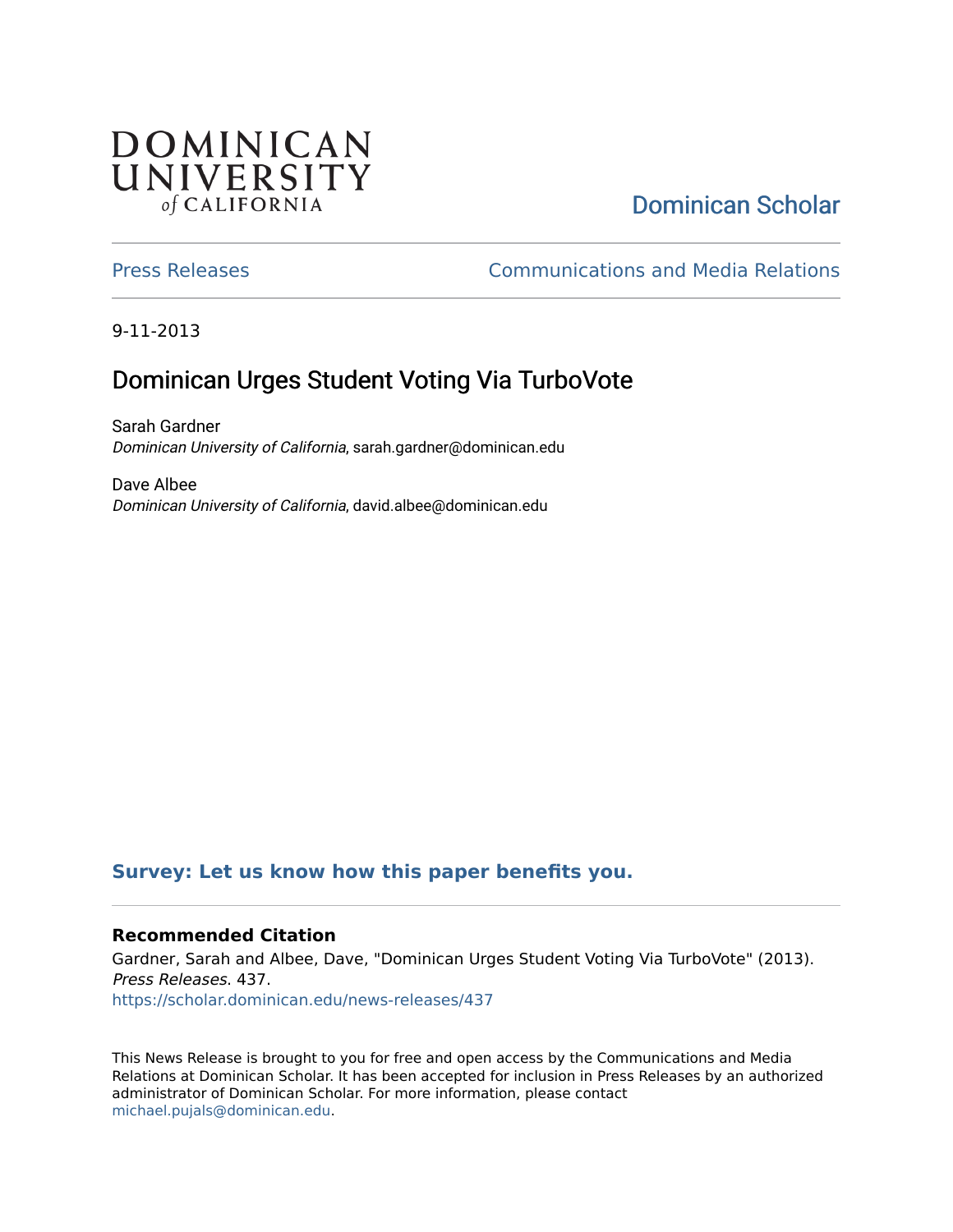# DOMINICAN UNIVERSITY *of* CALIFORNIA

Dominican Scholar

Press Releases | Communications and Media Relations

9-11-2013

# Dominican Urges Student Voting Via TurboVote

Sarah Gardner
*Dominican University of California*, sarah.gardner@dominican.edu

Dave Albee
*Dominican University of California*, david.albee@dominican.edu

**Survey: Let us know how this paper benefits you.**

### Recommended Citation

Gardner, Sarah and Albee, Dave, "Dominican Urges Student Voting Via TurboVote" (2013). *Press Releases*. 437.
https://scholar.dominican.edu/news-releases/437

This News Release is brought to you for free and open access by the Communications and Media Relations at Dominican Scholar. It has been accepted for inclusion in Press Releases by an authorized administrator of Dominican Scholar. For more information, please contact michael.pujals@dominican.edu.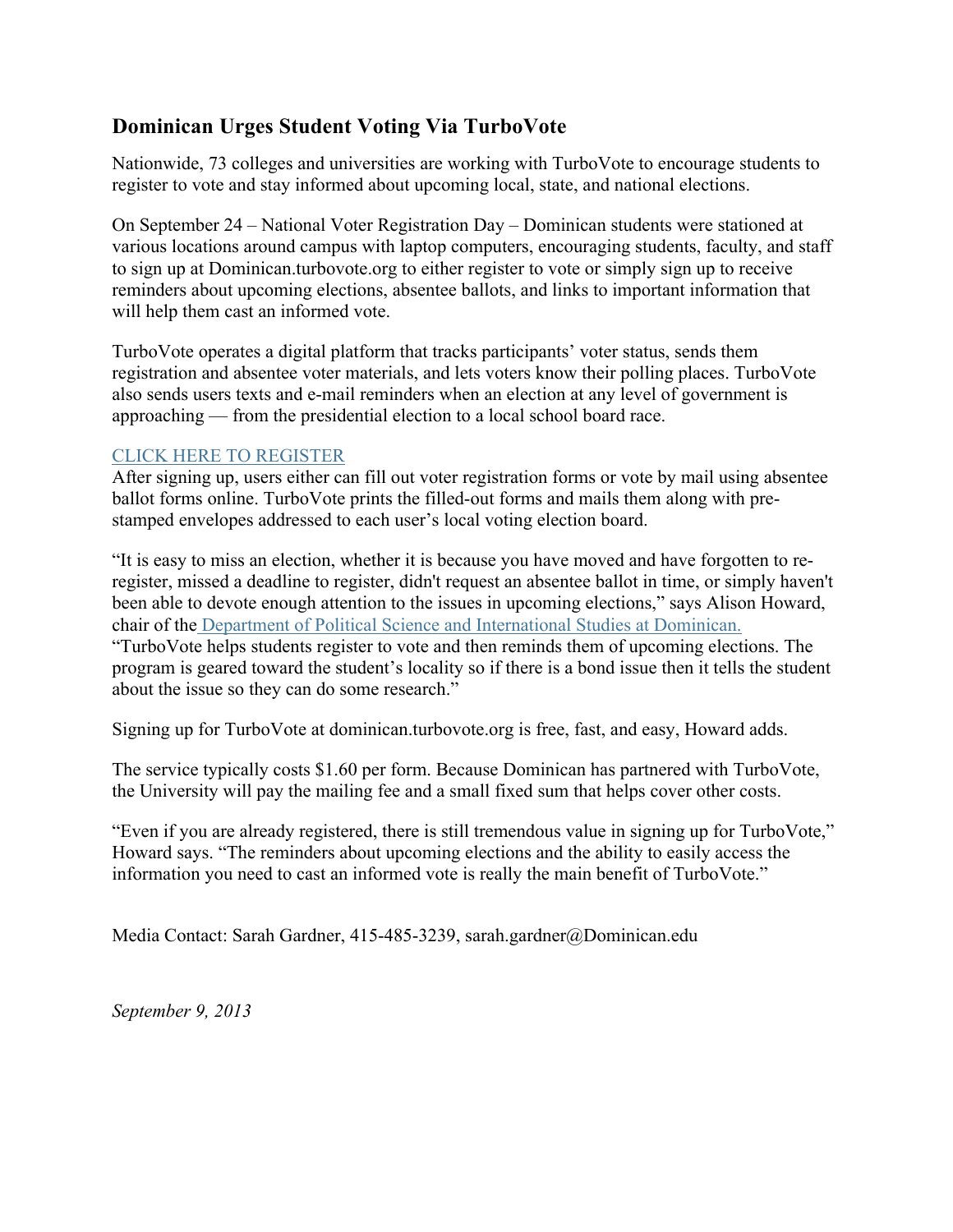## Dominican Urges Student Voting Via TurboVote

Nationwide, 73 colleges and universities are working with TurboVote to encourage students to register to vote and stay informed about upcoming local, state, and national elections.

On September 24 – National Voter Registration Day – Dominican students were stationed at various locations around campus with laptop computers, encouraging students, faculty, and staff to sign up at Dominican.turbovote.org to either register to vote or simply sign up to receive reminders about upcoming elections, absentee ballots, and links to important information that will help them cast an informed vote.

TurboVote operates a digital platform that tracks participants' voter status, sends them registration and absentee voter materials, and lets voters know their polling places. TurboVote also sends users texts and e-mail reminders when an election at any level of government is approaching — from the presidential election to a local school board race.

CLICK HERE TO REGISTER

After signing up, users either can fill out voter registration forms or vote by mail using absentee ballot forms online. TurboVote prints the filled-out forms and mails them along with pre-stamped envelopes addressed to each user's local voting election board.

"It is easy to miss an election, whether it is because you have moved and have forgotten to re-register, missed a deadline to register, didn't request an absentee ballot in time, or simply haven't been able to devote enough attention to the issues in upcoming elections," says Alison Howard, chair of the Department of Political Science and International Studies at Dominican. "TurboVote helps students register to vote and then reminds them of upcoming elections. The program is geared toward the student's locality so if there is a bond issue then it tells the student about the issue so they can do some research."

Signing up for TurboVote at dominican.turbovote.org is free, fast, and easy, Howard adds.

The service typically costs $1.60 per form. Because Dominican has partnered with TurboVote, the University will pay the mailing fee and a small fixed sum that helps cover other costs.

"Even if you are already registered, there is still tremendous value in signing up for TurboVote," Howard says. "The reminders about upcoming elections and the ability to easily access the information you need to cast an informed vote is really the main benefit of TurboVote."

Media Contact: Sarah Gardner, 415-485-3239, sarah.gardner@Dominican.edu

*September 9, 2013*